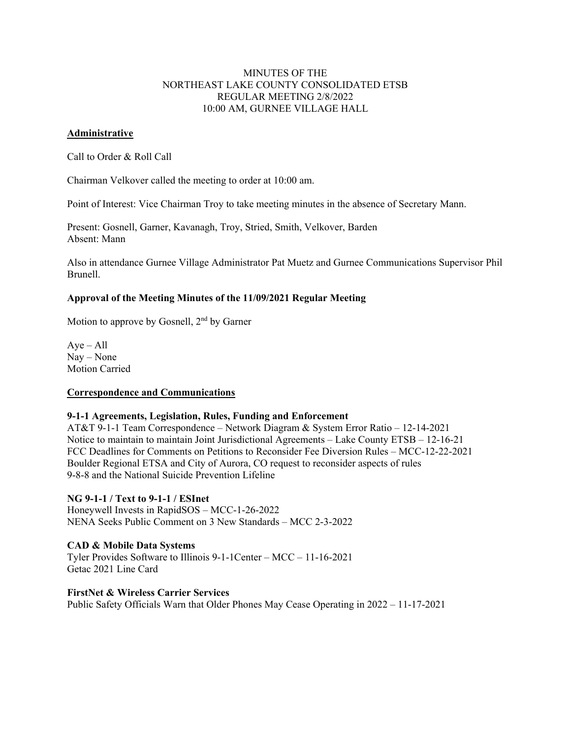MINUTES OF THE
NORTHEAST LAKE COUNTY CONSOLIDATED ETSB
REGULAR MEETING 2/8/2022
10:00 AM, GURNEE VILLAGE HALL

## Administrative

Call to Order & Roll Call

Chairman Velkover called the meeting to order at 10:00 am.

Point of Interest: Vice Chairman Troy to take meeting minutes in the absence of Secretary Mann.

Present: Gosnell, Garner, Kavanagh, Troy, Stried, Smith, Velkover, Barden
Absent: Mann

Also in attendance Gurnee Village Administrator Pat Muetz and Gurnee Communications Supervisor Phil Brunell.

**Approval of the Meeting Minutes of the 11/09/2021 Regular Meeting**

Motion to approve by Gosnell, 2nd by Garner

Aye – All
Nay – None
Motion Carried

## Correspondence and Communications

**9-1-1 Agreements, Legislation, Rules, Funding and Enforcement**
AT&T 9-1-1 Team Correspondence – Network Diagram & System Error Ratio – 12-14-2021
Notice to maintain to maintain Joint Jurisdictional Agreements – Lake County ETSB – 12-16-21
FCC Deadlines for Comments on Petitions to Reconsider Fee Diversion Rules – MCC-12-22-2021
Boulder Regional ETSA and City of Aurora, CO request to reconsider aspects of rules
9-8-8 and the National Suicide Prevention Lifeline

**NG 9-1-1 / Text to 9-1-1 / ESInet**
Honeywell Invests in RapidSOS – MCC-1-26-2022
NENA Seeks Public Comment on 3 New Standards – MCC 2-3-2022

**CAD & Mobile Data Systems**
Tyler Provides Software to Illinois 9-1-1Center – MCC – 11-16-2021
Getac 2021 Line Card

**FirstNet & Wireless Carrier Services**
Public Safety Officials Warn that Older Phones May Cease Operating in 2022 – 11-17-2021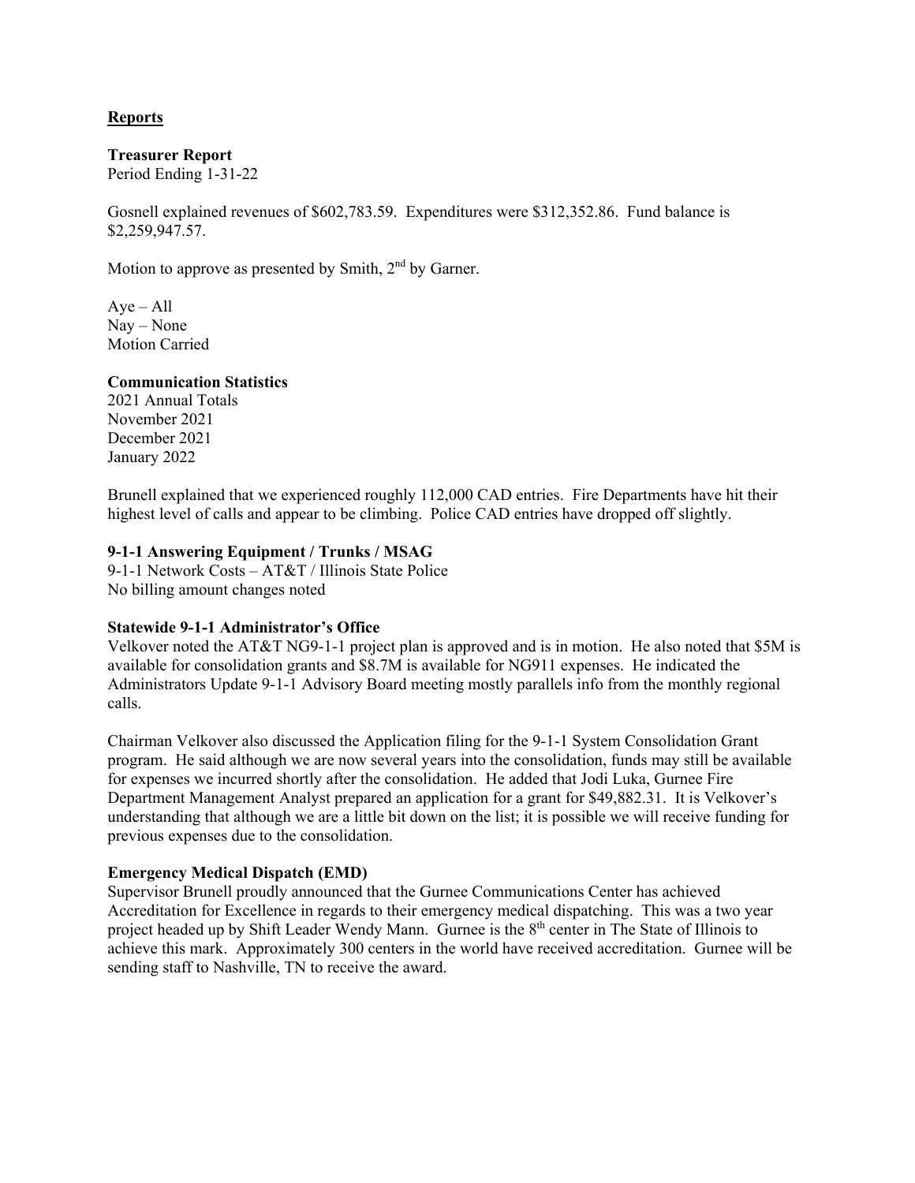## Reports

### Treasurer Report

Period Ending 1-31-22

Gosnell explained revenues of $602,783.59. Expenditures were $312,352.86. Fund balance is $2,259,947.57.

Motion to approve as presented by Smith, 2nd by Garner.

Aye – All
Nay – None
Motion Carried

### Communication Statistics

2021 Annual Totals
November 2021
December 2021
January 2022

Brunell explained that we experienced roughly 112,000 CAD entries. Fire Departments have hit their highest level of calls and appear to be climbing. Police CAD entries have dropped off slightly.

### 9-1-1 Answering Equipment / Trunks / MSAG

9-1-1 Network Costs – AT&T / Illinois State Police
No billing amount changes noted

### Statewide 9-1-1 Administrator's Office

Velkover noted the AT&T NG9-1-1 project plan is approved and is in motion. He also noted that $5M is available for consolidation grants and $8.7M is available for NG911 expenses. He indicated the Administrators Update 9-1-1 Advisory Board meeting mostly parallels info from the monthly regional calls.

Chairman Velkover also discussed the Application filing for the 9-1-1 System Consolidation Grant program. He said although we are now several years into the consolidation, funds may still be available for expenses we incurred shortly after the consolidation. He added that Jodi Luka, Gurnee Fire Department Management Analyst prepared an application for a grant for $49,882.31. It is Velkover's understanding that although we are a little bit down on the list; it is possible we will receive funding for previous expenses due to the consolidation.

### Emergency Medical Dispatch (EMD)

Supervisor Brunell proudly announced that the Gurnee Communications Center has achieved Accreditation for Excellence in regards to their emergency medical dispatching. This was a two year project headed up by Shift Leader Wendy Mann. Gurnee is the 8th center in The State of Illinois to achieve this mark. Approximately 300 centers in the world have received accreditation. Gurnee will be sending staff to Nashville, TN to receive the award.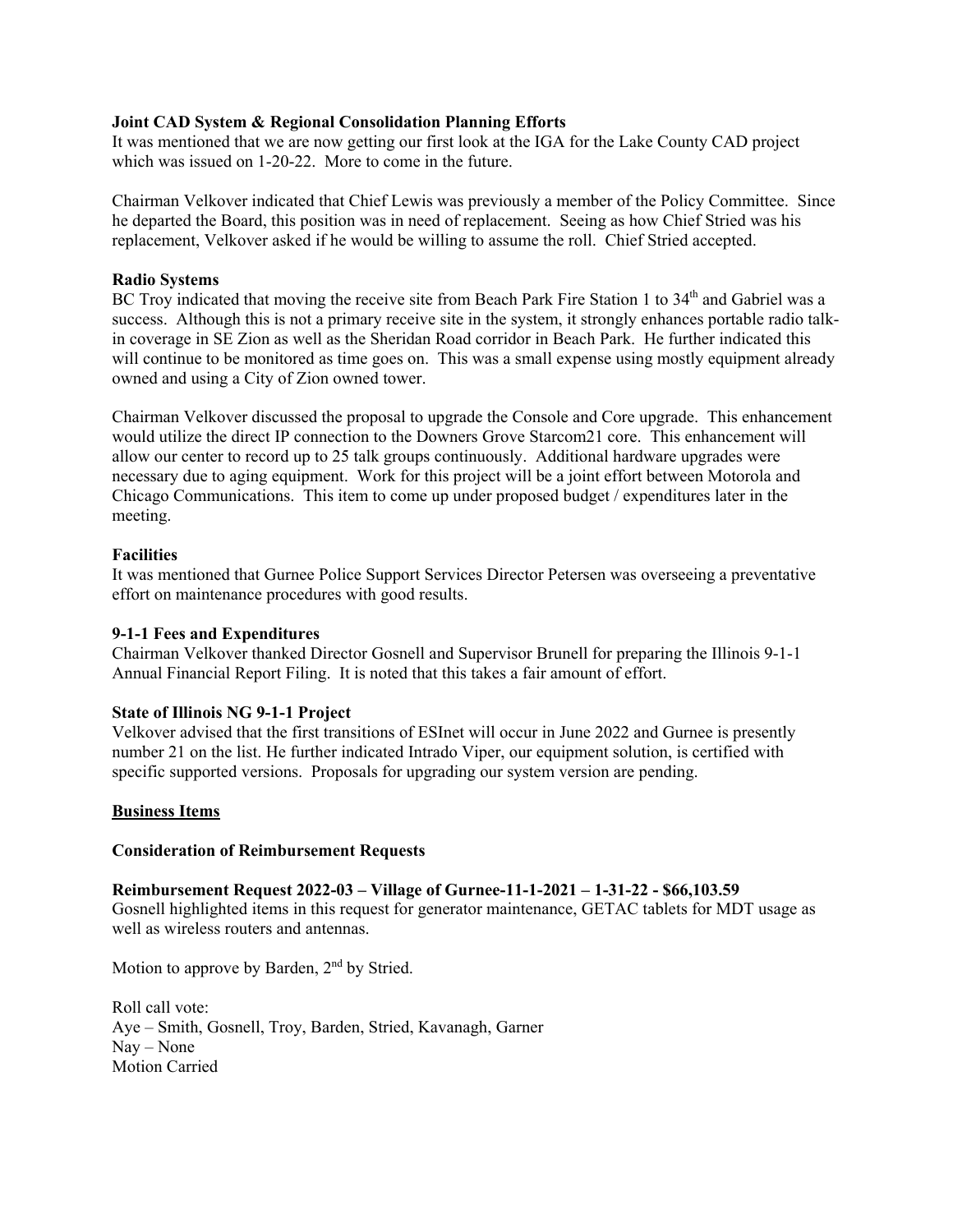**Joint CAD System & Regional Consolidation Planning Efforts**

It was mentioned that we are now getting our first look at the IGA for the Lake County CAD project which was issued on 1-20-22. More to come in the future.

Chairman Velkover indicated that Chief Lewis was previously a member of the Policy Committee. Since he departed the Board, this position was in need of replacement. Seeing as how Chief Stried was his replacement, Velkover asked if he would be willing to assume the roll. Chief Stried accepted.

**Radio Systems**

BC Troy indicated that moving the receive site from Beach Park Fire Station 1 to 34th and Gabriel was a success. Although this is not a primary receive site in the system, it strongly enhances portable radio talk-in coverage in SE Zion as well as the Sheridan Road corridor in Beach Park. He further indicated this will continue to be monitored as time goes on. This was a small expense using mostly equipment already owned and using a City of Zion owned tower.

Chairman Velkover discussed the proposal to upgrade the Console and Core upgrade. This enhancement would utilize the direct IP connection to the Downers Grove Starcom21 core. This enhancement will allow our center to record up to 25 talk groups continuously. Additional hardware upgrades were necessary due to aging equipment. Work for this project will be a joint effort between Motorola and Chicago Communications. This item to come up under proposed budget / expenditures later in the meeting.

**Facilities**

It was mentioned that Gurnee Police Support Services Director Petersen was overseeing a preventative effort on maintenance procedures with good results.

**9-1-1 Fees and Expenditures**

Chairman Velkover thanked Director Gosnell and Supervisor Brunell for preparing the Illinois 9-1-1 Annual Financial Report Filing. It is noted that this takes a fair amount of effort.

**State of Illinois NG 9-1-1 Project**

Velkover advised that the first transitions of ESInet will occur in June 2022 and Gurnee is presently number 21 on the list. He further indicated Intrado Viper, our equipment solution, is certified with specific supported versions. Proposals for upgrading our system version are pending.

**Business Items**

**Consideration of Reimbursement Requests**

**Reimbursement Request 2022-03 – Village of Gurnee-11-1-2021 – 1-31-22 - $66,103.59**

Gosnell highlighted items in this request for generator maintenance, GETAC tablets for MDT usage as well as wireless routers and antennas.

Motion to approve by Barden, 2nd by Stried.

Roll call vote:
Aye – Smith, Gosnell, Troy, Barden, Stried, Kavanagh, Garner
Nay – None
Motion Carried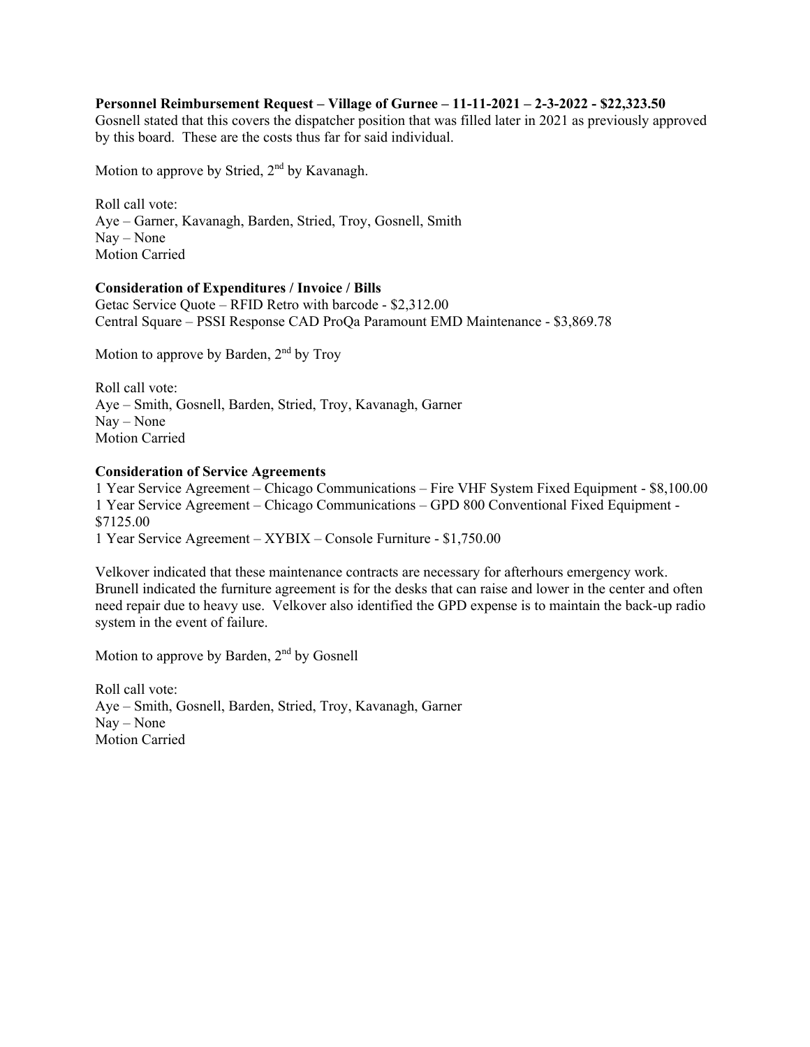**Personnel Reimbursement Request – Village of Gurnee – 11-11-2021 – 2-3-2022 - $22,323.50**

Gosnell stated that this covers the dispatcher position that was filled later in 2021 as previously approved by this board. These are the costs thus far for said individual.

Motion to approve by Stried, 2nd by Kavanagh.

Roll call vote:
Aye – Garner, Kavanagh, Barden, Stried, Troy, Gosnell, Smith
Nay – None
Motion Carried

**Consideration of Expenditures / Invoice / Bills**

Getac Service Quote – RFID Retro with barcode - $2,312.00
Central Square – PSSI Response CAD ProQa Paramount EMD Maintenance - $3,869.78

Motion to approve by Barden, 2nd by Troy

Roll call vote:
Aye – Smith, Gosnell, Barden, Stried, Troy, Kavanagh, Garner
Nay – None
Motion Carried

**Consideration of Service Agreements**

1 Year Service Agreement – Chicago Communications – Fire VHF System Fixed Equipment - $8,100.00
1 Year Service Agreement – Chicago Communications – GPD 800 Conventional Fixed Equipment - $7125.00
1 Year Service Agreement – XYBIX – Console Furniture - $1,750.00

Velkover indicated that these maintenance contracts are necessary for afterhours emergency work. Brunell indicated the furniture agreement is for the desks that can raise and lower in the center and often need repair due to heavy use. Velkover also identified the GPD expense is to maintain the back-up radio system in the event of failure.

Motion to approve by Barden, 2nd by Gosnell

Roll call vote:
Aye – Smith, Gosnell, Barden, Stried, Troy, Kavanagh, Garner
Nay – None
Motion Carried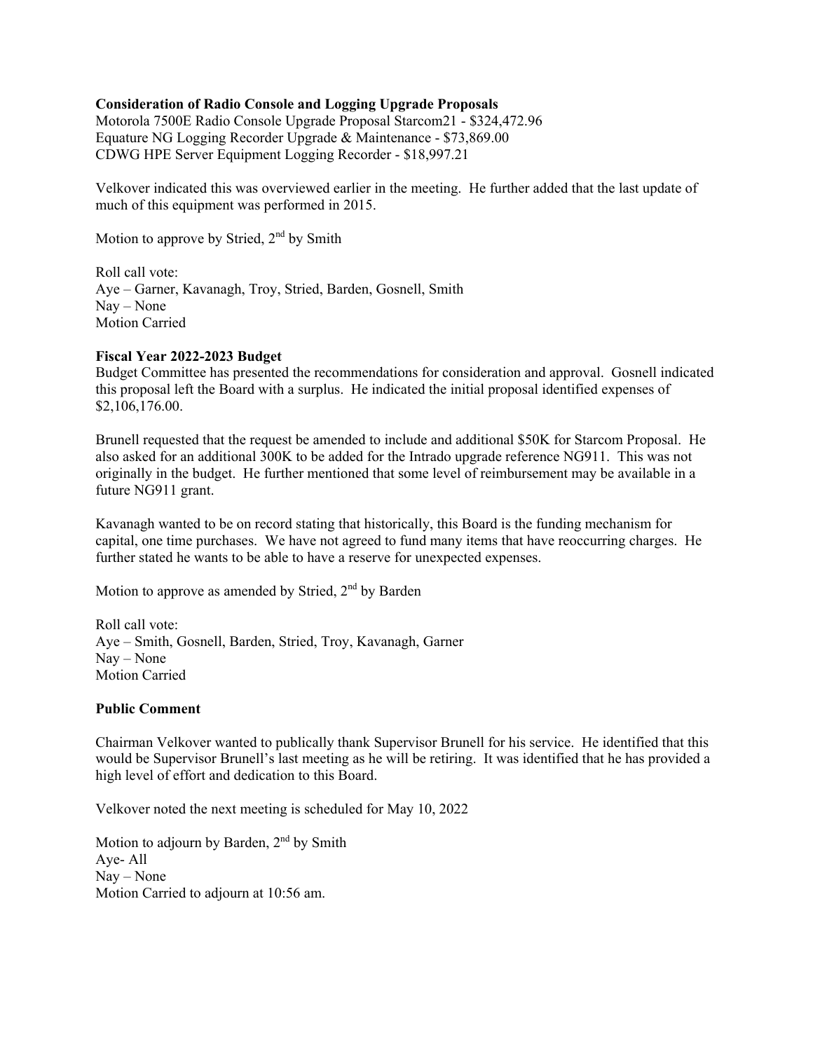**Consideration of Radio Console and Logging Upgrade Proposals**
Motorola 7500E Radio Console Upgrade Proposal Starcom21 - $324,472.96
Equature NG Logging Recorder Upgrade & Maintenance - $73,869.00
CDWG HPE Server Equipment Logging Recorder - $18,997.21

Velkover indicated this was overviewed earlier in the meeting. He further added that the last update of much of this equipment was performed in 2015.

Motion to approve by Stried, 2nd by Smith

Roll call vote:
Aye – Garner, Kavanagh, Troy, Stried, Barden, Gosnell, Smith
Nay – None
Motion Carried

**Fiscal Year 2022-2023 Budget**
Budget Committee has presented the recommendations for consideration and approval. Gosnell indicated this proposal left the Board with a surplus. He indicated the initial proposal identified expenses of $2,106,176.00.

Brunell requested that the request be amended to include and additional $50K for Starcom Proposal. He also asked for an additional 300K to be added for the Intrado upgrade reference NG911. This was not originally in the budget. He further mentioned that some level of reimbursement may be available in a future NG911 grant.

Kavanagh wanted to be on record stating that historically, this Board is the funding mechanism for capital, one time purchases. We have not agreed to fund many items that have reoccurring charges. He further stated he wants to be able to have a reserve for unexpected expenses.

Motion to approve as amended by Stried, 2nd by Barden

Roll call vote:
Aye – Smith, Gosnell, Barden, Stried, Troy, Kavanagh, Garner
Nay – None
Motion Carried

**Public Comment**

Chairman Velkover wanted to publically thank Supervisor Brunell for his service. He identified that this would be Supervisor Brunell's last meeting as he will be retiring. It was identified that he has provided a high level of effort and dedication to this Board.

Velkover noted the next meeting is scheduled for May 10, 2022

Motion to adjourn by Barden, 2nd by Smith
Aye- All
Nay – None
Motion Carried to adjourn at 10:56 am.